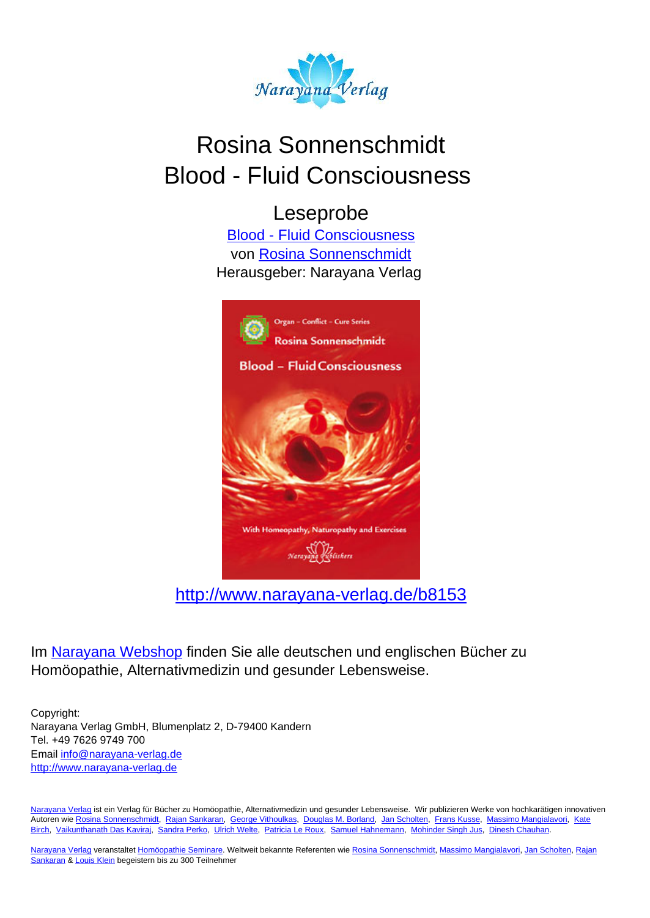# Rosina Sonnenschmidt
# Blood - Fluid Consciousness

## Leseprobe

[Blood - Fluid Consciousness](http://www.narayana-verlag.de/b8153)
von [Rosina Sonnenschmidt](http://www.narayana-verlag.de)
Herausgeber: Narayana Verlag

http://www.narayana-verlag.de/b8153

Im Narayana Webshop finden Sie alle deutschen und englischen Bücher zu Homöopathie, Alternativmedizin und gesunder Lebensweise.

Copyright:
Narayana Verlag GmbH, Blumenplatz 2, D-79400 Kandern
Tel. +49 7626 9749 700
Email info@narayana-verlag.de
http://www.narayana-verlag.de

Narayana Verlag ist ein Verlag für Bücher zu Homöopathie, Alternativmedizin und gesunder Lebensweise. Wir publizieren Werke von hochkarätigen innovativen Autoren wie Rosina Sonnenschmidt, Rajan Sankaran, George Vithoulkas, Douglas M. Borland, Jan Scholten, Frans Kusse, Massimo Mangialavori, Kate Birch, Vaikunthanath Das Kaviraj, Sandra Perko, Ulrich Welte, Patricia Le Roux, Samuel Hahnemann, Mohinder Singh Jus, Dinesh Chauhan.

Narayana Verlag veranstaltet Homöopathie Seminare. Weltweit bekannte Referenten wie Rosina Sonnenschmidt, Massimo Mangialavori, Jan Scholten, Rajan Sankaran & Louis Klein begeistern bis zu 300 Teilnehmer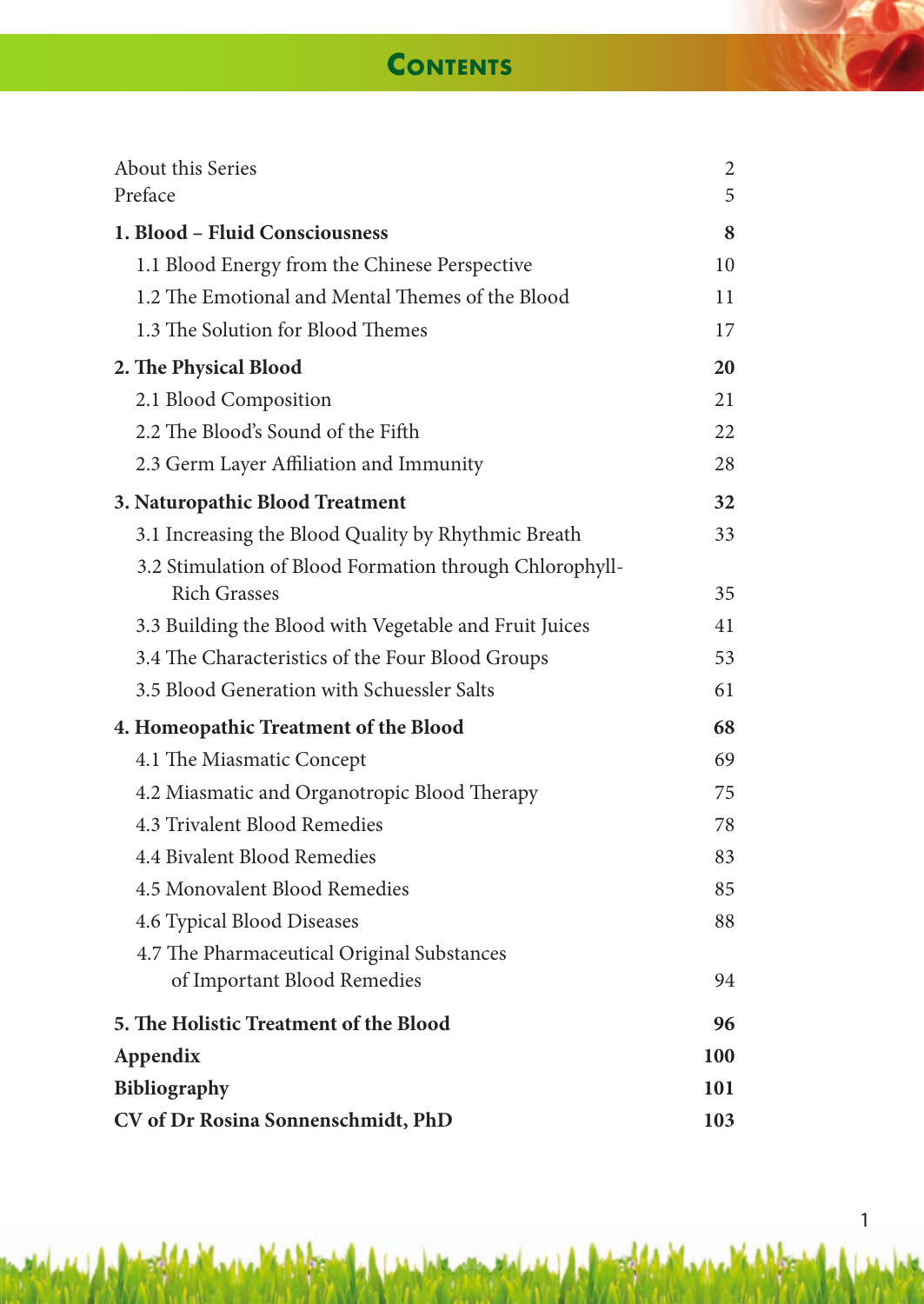# Contents

| | |
|---|---|
| About this Series | 2 |
| Preface | 5 |
| **1. Blood – Fluid Consciousness** | **8** |
| 1.1 Blood Energy from the Chinese Perspective | 10 |
| 1.2 The Emotional and Mental Themes of the Blood | 11 |
| 1.3 The Solution for Blood Themes | 17 |
| **2. The Physical Blood** | **20** |
| 2.1 Blood Composition | 21 |
| 2.2 The Blood's Sound of the Fifth | 22 |
| 2.3 Germ Layer Affiliation and Immunity | 28 |
| **3. Naturopathic Blood Treatment** | **32** |
| 3.1 Increasing the Blood Quality by Rhythmic Breath | 33 |
| 3.2 Stimulation of Blood Formation through Chlorophyll-Rich Grasses | 35 |
| 3.3 Building the Blood with Vegetable and Fruit Juices | 41 |
| 3.4 The Characteristics of the Four Blood Groups | 53 |
| 3.5 Blood Generation with Schuessler Salts | 61 |
| **4. Homeopathic Treatment of the Blood** | **68** |
| 4.1 The Miasmatic Concept | 69 |
| 4.2 Miasmatic and Organotropic Blood Therapy | 75 |
| 4.3 Trivalent Blood Remedies | 78 |
| 4.4 Bivalent Blood Remedies | 83 |
| 4.5 Monovalent Blood Remedies | 85 |
| 4.6 Typical Blood Diseases | 88 |
| 4.7 The Pharmaceutical Original Substances of Important Blood Remedies | 94 |
| **5. The Holistic Treatment of the Blood** | **96** |
| **Appendix** | **100** |
| **Bibliography** | **101** |
| **CV of Dr Rosina Sonnenschmidt, PhD** | **103** |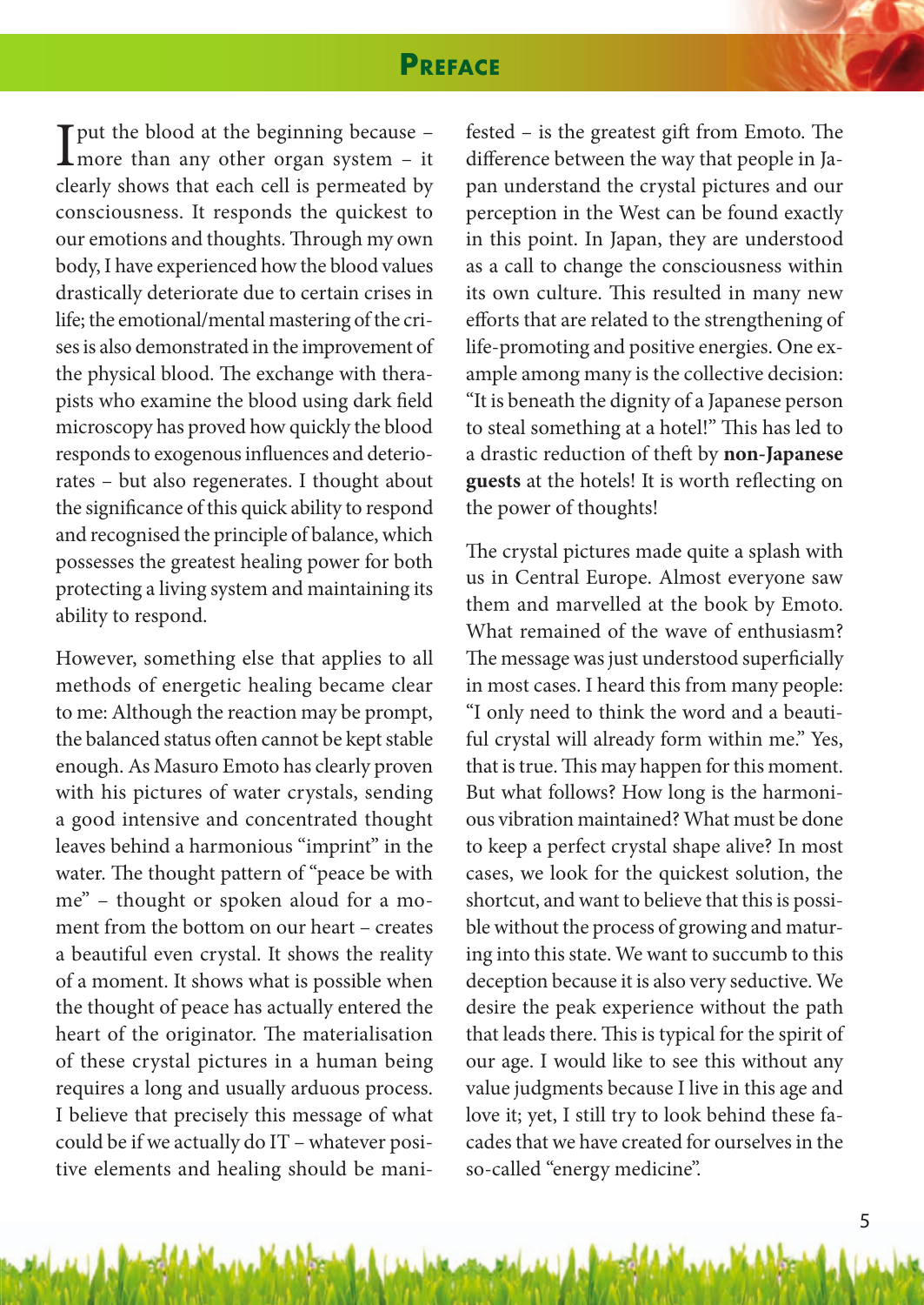# Preface

I put the blood at the beginning because – more than any other organ system – it clearly shows that each cell is permeated by consciousness. It responds the quickest to our emotions and thoughts. Through my own body, I have experienced how the blood values drastically deteriorate due to certain crises in life; the emotional/mental mastering of the crises is also demonstrated in the improvement of the physical blood. The exchange with therapists who examine the blood using dark field microscopy has proved how quickly the blood responds to exogenous influences and deteriorates – but also regenerates. I thought about the significance of this quick ability to respond and recognised the principle of balance, which possesses the greatest healing power for both protecting a living system and maintaining its ability to respond.

However, something else that applies to all methods of energetic healing became clear to me: Although the reaction may be prompt, the balanced status often cannot be kept stable enough. As Masuro Emoto has clearly proven with his pictures of water crystals, sending a good intensive and concentrated thought leaves behind a harmonious "imprint" in the water. The thought pattern of "peace be with me" – thought or spoken aloud for a moment from the bottom on our heart – creates a beautiful even crystal. It shows the reality of a moment. It shows what is possible when the thought of peace has actually entered the heart of the originator. The materialisation of these crystal pictures in a human being requires a long and usually arduous process. I believe that precisely this message of what could be if we actually do IT – whatever positive elements and healing should be manifested – is the greatest gift from Emoto. The difference between the way that people in Japan understand the crystal pictures and our perception in the West can be found exactly in this point. In Japan, they are understood as a call to change the consciousness within its own culture. This resulted in many new efforts that are related to the strengthening of life-promoting and positive energies. One example among many is the collective decision: "It is beneath the dignity of a Japanese person to steal something at a hotel!" This has led to a drastic reduction of theft by **non-Japanese guests** at the hotels! It is worth reflecting on the power of thoughts!

The crystal pictures made quite a splash with us in Central Europe. Almost everyone saw them and marvelled at the book by Emoto. What remained of the wave of enthusiasm? The message was just understood superficially in most cases. I heard this from many people: "I only need to think the word and a beautiful crystal will already form within me." Yes, that is true. This may happen for this moment. But what follows? How long is the harmonious vibration maintained? What must be done to keep a perfect crystal shape alive? In most cases, we look for the quickest solution, the shortcut, and want to believe that this is possible without the process of growing and maturing into this state. We want to succumb to this deception because it is also very seductive. We desire the peak experience without the path that leads there. This is typical for the spirit of our age. I would like to see this without any value judgments because I live in this age and love it; yet, I still try to look behind these facades that we have created for ourselves in the so-called "energy medicine".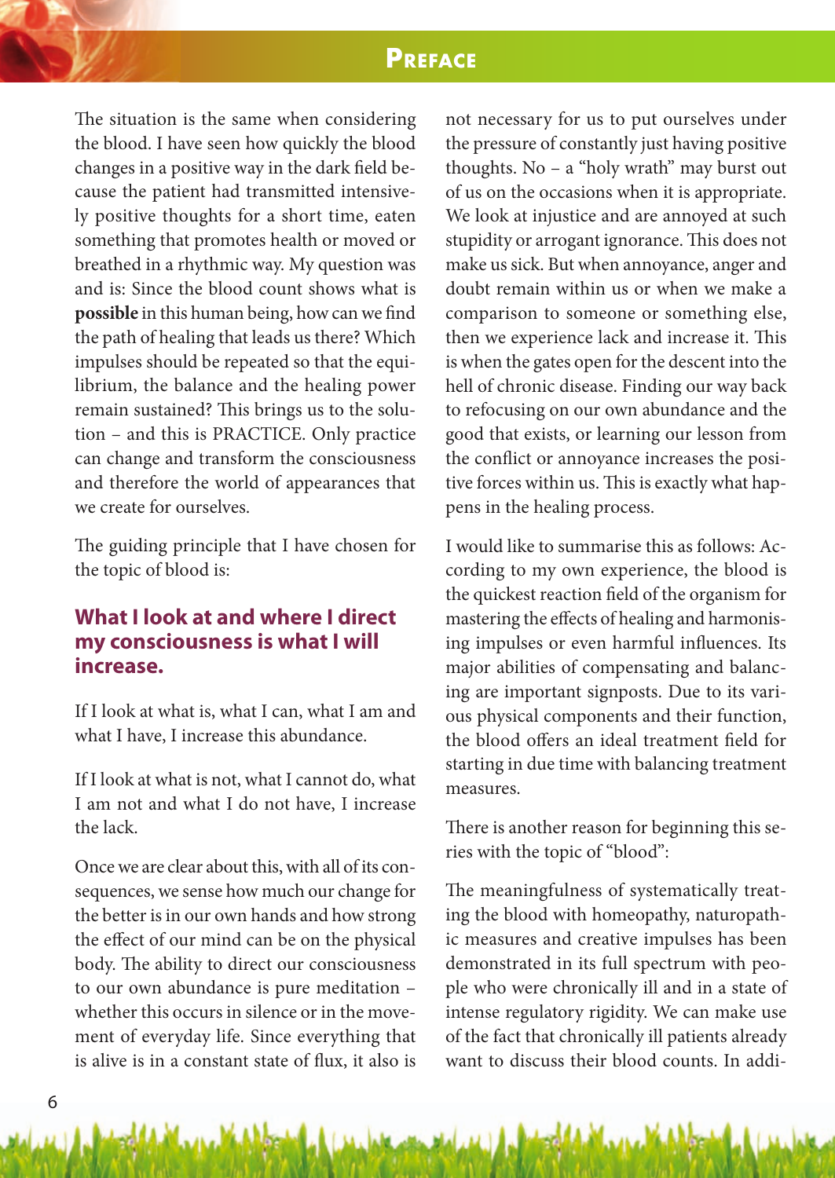The situation is the same when considering the blood. I have seen how quickly the blood changes in a positive way in the dark field because the patient had transmitted intensively positive thoughts for a short time, eaten something that promotes health or moved or breathed in a rhythmic way. My question was and is: Since the blood count shows what is **possible** in this human being, how can we find the path of healing that leads us there? Which impulses should be repeated so that the equilibrium, the balance and the healing power remain sustained? This brings us to the solution – and this is PRACTICE. Only practice can change and transform the consciousness and therefore the world of appearances that we create for ourselves.

The guiding principle that I have chosen for the topic of blood is:

### What I look at and where I direct my consciousness is what I will increase.

If I look at what is, what I can, what I am and what I have, I increase this abundance.

If I look at what is not, what I cannot do, what I am not and what I do not have, I increase the lack.

Once we are clear about this, with all of its consequences, we sense how much our change for the better is in our own hands and how strong the effect of our mind can be on the physical body. The ability to direct our consciousness to our own abundance is pure meditation – whether this occurs in silence or in the movement of everyday life. Since everything that is alive is in a constant state of flux, it also is not necessary for us to put ourselves under the pressure of constantly just having positive thoughts. No – a "holy wrath" may burst out of us on the occasions when it is appropriate. We look at injustice and are annoyed at such stupidity or arrogant ignorance. This does not make us sick. But when annoyance, anger and doubt remain within us or when we make a comparison to someone or something else, then we experience lack and increase it. This is when the gates open for the descent into the hell of chronic disease. Finding our way back to refocusing on our own abundance and the good that exists, or learning our lesson from the conflict or annoyance increases the positive forces within us. This is exactly what happens in the healing process.

I would like to summarise this as follows: According to my own experience, the blood is the quickest reaction field of the organism for mastering the effects of healing and harmonising impulses or even harmful influences. Its major abilities of compensating and balancing are important signposts. Due to its various physical components and their function, the blood offers an ideal treatment field for starting in due time with balancing treatment measures.

There is another reason for beginning this series with the topic of "blood":

The meaningfulness of systematically treating the blood with homeopathy, naturopathic measures and creative impulses has been demonstrated in its full spectrum with people who were chronically ill and in a state of intense regulatory rigidity. We can make use of the fact that chronically ill patients already want to discuss their blood counts. In addi-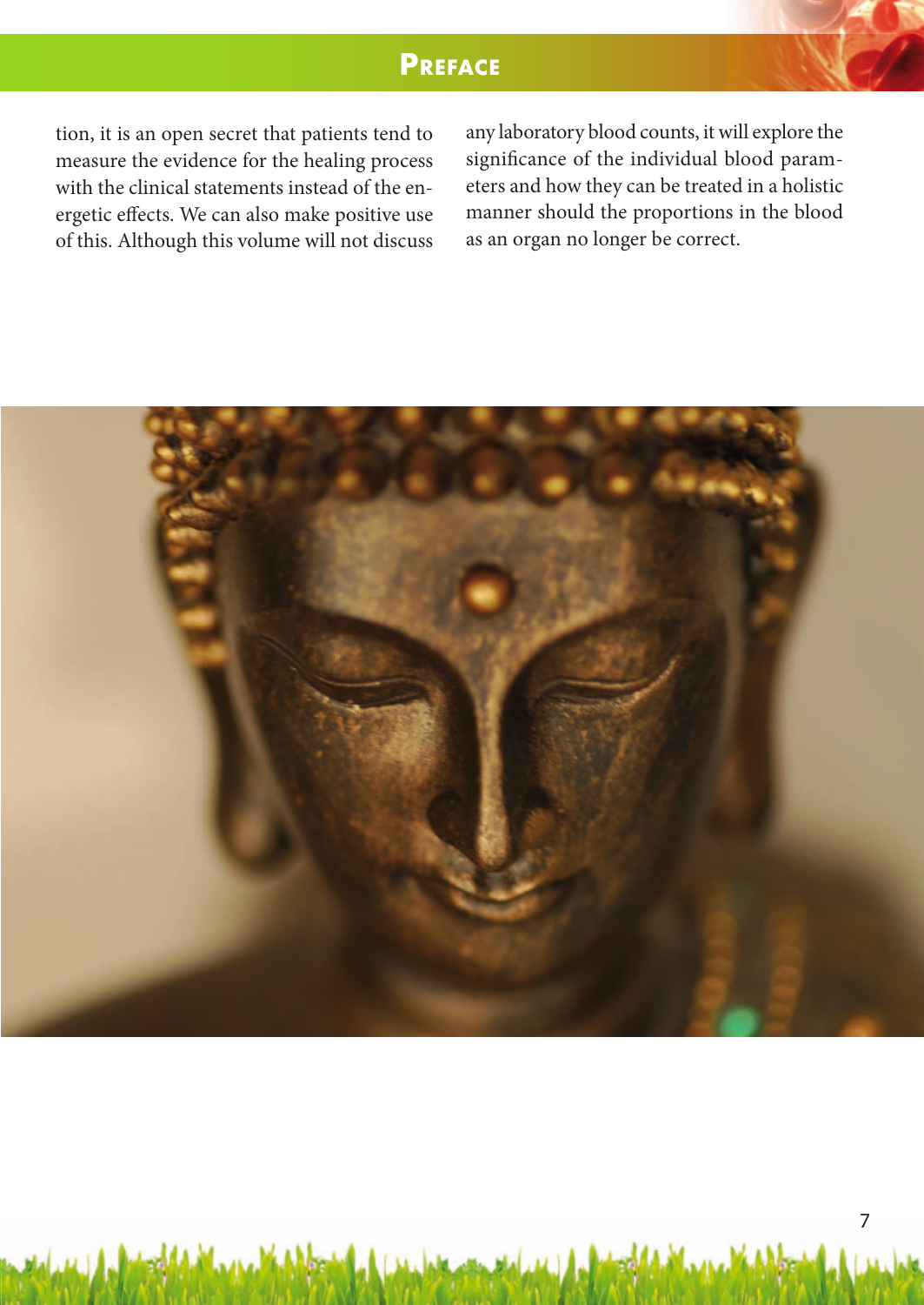tion, it is an open secret that patients tend to measure the evidence for the healing process with the clinical statements instead of the energetic effects. We can also make positive use of this. Although this volume will not discuss any laboratory blood counts, it will explore the significance of the individual blood parameters and how they can be treated in a holistic manner should the proportions in the blood as an organ no longer be correct.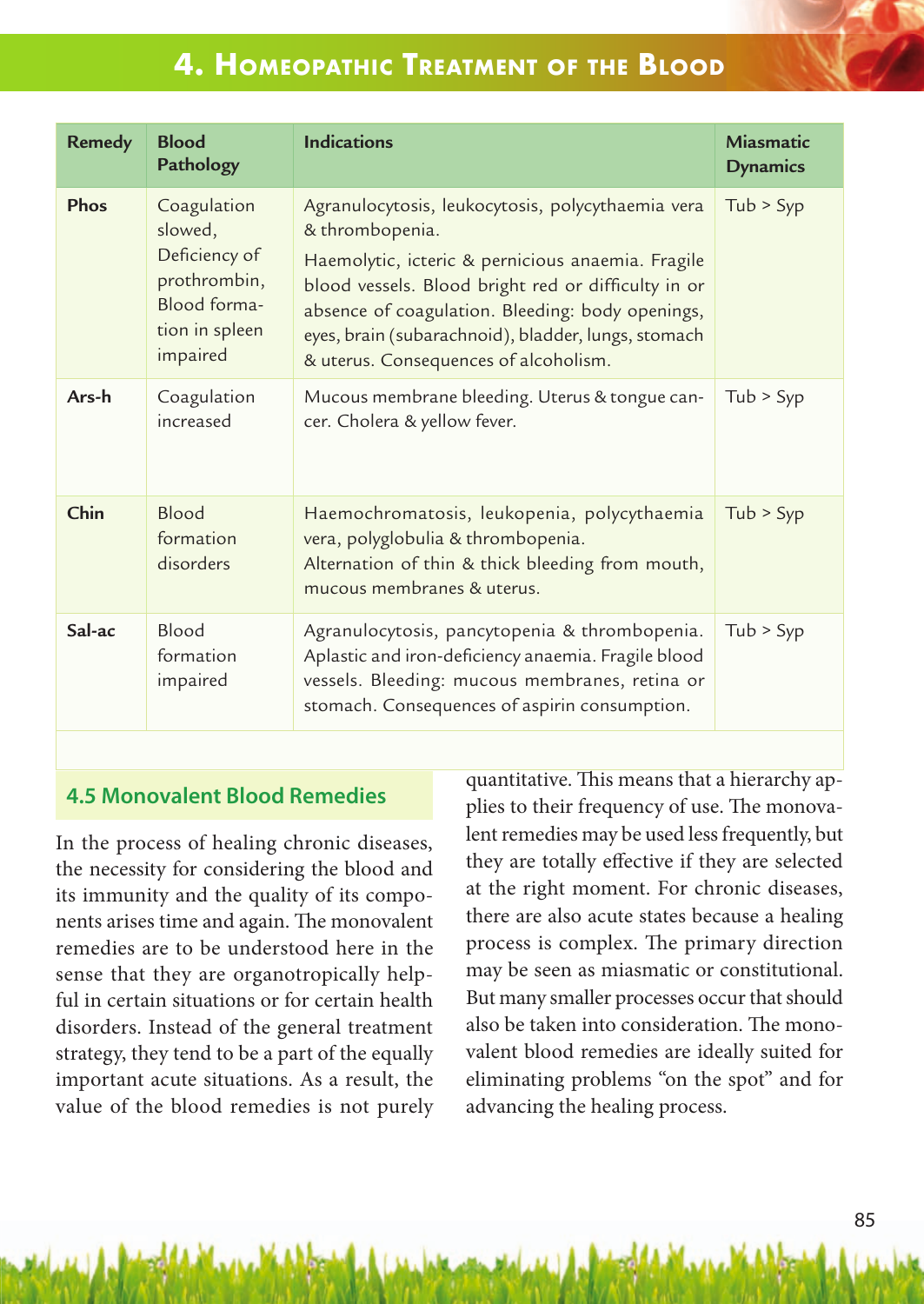| Remedy | Blood Pathology | Indications | Miasmatic Dynamics |
|---|---|---|---|
| **Phos** | Coagulation slowed, Deficiency of prothrombin, Blood formation in spleen impaired | Agranulocytosis, leukocytosis, polycythaemia vera & thrombopenia. Haemolytic, icteric & pernicious anaemia. Fragile blood vessels. Blood bright red or difficulty in or absence of coagulation. Bleeding: body openings, eyes, brain (subarachnoid), bladder, lungs, stomach & uterus. Consequences of alcoholism. | Tub > Syp |
| **Ars-h** | Coagulation increased | Mucous membrane bleeding. Uterus & tongue cancer. Cholera & yellow fever. | Tub > Syp |
| **Chin** | Blood formation disorders | Haemochromatosis, leukopenia, polycythaemia vera, polyglobulia & thrombopenia. Alternation of thin & thick bleeding from mouth, mucous membranes & uterus. | Tub > Syp |
| **Sal-ac** | Blood formation impaired | Agranulocytosis, pancytopenia & thrombopenia. Aplastic and iron-deficiency anaemia. Fragile blood vessels. Bleeding: mucous membranes, retina or stomach. Consequences of aspirin consumption. | Tub > Syp |

## 4.5 Monovalent Blood Remedies

In the process of healing chronic diseases, the necessity for considering the blood and its immunity and the quality of its components arises time and again. The monovalent remedies are to be understood here in the sense that they are organotropically helpful in certain situations or for certain health disorders. Instead of the general treatment strategy, they tend to be a part of the equally important acute situations. As a result, the value of the blood remedies is not purely quantitative. This means that a hierarchy applies to their frequency of use. The monovalent remedies may be used less frequently, but they are totally effective if they are selected at the right moment. For chronic diseases, there are also acute states because a healing process is complex. The primary direction may be seen as miasmatic or constitutional. But many smaller processes occur that should also be taken into consideration. The monovalent blood remedies are ideally suited for eliminating problems "on the spot" and for advancing the healing process.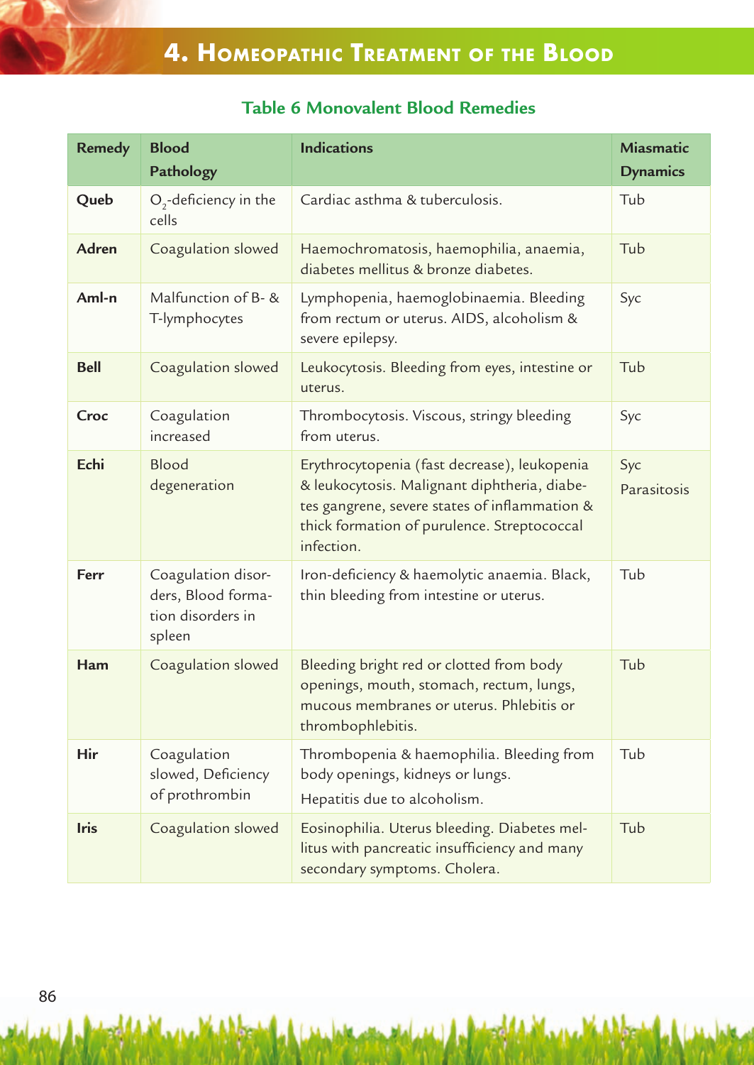# 4. Homeopathic Treatment of the Blood

## Table 6 Monovalent Blood Remedies

| Remedy | Blood Pathology | Indications | Miasmatic Dynamics |
|---|---|---|---|
| **Queb** | $O_2$-deficiency in the cells | Cardiac asthma & tuberculosis. | Tub |
| **Adren** | Coagulation slowed | Haemochromatosis, haemophilia, anaemia, diabetes mellitus & bronze diabetes. | Tub |
| **Aml-n** | Malfunction of B- & T-lymphocytes | Lymphopenia, haemoglobinaemia. Bleeding from rectum or uterus. AIDS, alcoholism & severe epilepsy. | Syc |
| **Bell** | Coagulation slowed | Leukocytosis. Bleeding from eyes, intestine or uterus. | Tub |
| **Croc** | Coagulation increased | Thrombocytosis. Viscous, stringy bleeding from uterus. | Syc |
| **Echi** | Blood degeneration | Erythrocytopenia (fast decrease), leukopenia & leukocytosis. Malignant diphtheria, diabetes gangrene, severe states of inflammation & thick formation of purulence. Streptococcal infection. | Syc Parasitosis |
| **Ferr** | Coagulation disorders, Blood formation disorders in spleen | Iron-deficiency & haemolytic anaemia. Black, thin bleeding from intestine or uterus. | Tub |
| **Ham** | Coagulation slowed | Bleeding bright red or clotted from body openings, mouth, stomach, rectum, lungs, mucous membranes or uterus. Phlebitis or thrombophlebitis. | Tub |
| **Hir** | Coagulation slowed, Deficiency of prothrombin | Thrombopenia & haemophilia. Bleeding from body openings, kidneys or lungs. Hepatitis due to alcoholism. | Tub |
| **Iris** | Coagulation slowed | Eosinophilia. Uterus bleeding. Diabetes mellitus with pancreatic insufficiency and many secondary symptoms. Cholera. | Tub |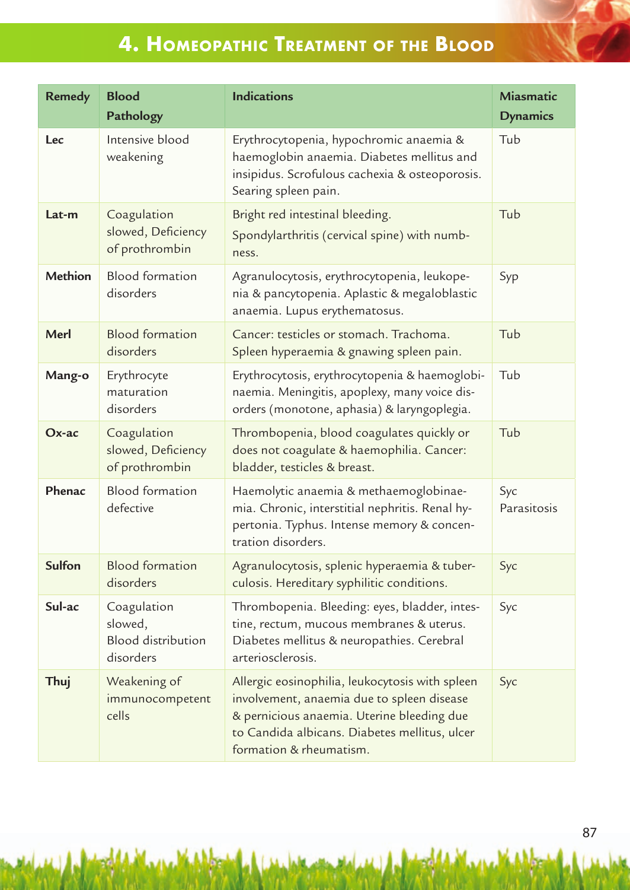# 4. Homeopathic Treatment of the Blood

| Remedy | Blood Pathology | Indications | Miasmatic Dynamics |
|---|---|---|---|
| **Lec** | Intensive blood weakening | Erythrocytopenia, hypochromic anaemia & haemoglobin anaemia. Diabetes mellitus and insipidus. Scrofulous cachexia & osteoporosis. Searing spleen pain. | Tub |
| **Lat-m** | Coagulation slowed, Deficiency of prothrombin | Bright red intestinal bleeding. Spondylarthritis (cervical spine) with numbness. | Tub |
| **Methion** | Blood formation disorders | Agranulocytosis, erythrocytopenia, leukopenia & pancytopenia. Aplastic & megaloblastic anaemia. Lupus erythematosus. | Syp |
| **Merl** | Blood formation disorders | Cancer: testicles or stomach. Trachoma. Spleen hyperaemia & gnawing spleen pain. | Tub |
| **Mang-o** | Erythrocyte maturation disorders | Erythrocytosis, erythrocytopenia & haemoglobinaemia. Meningitis, apoplexy, many voice disorders (monotone, aphasia) & laryngoplegia. | Tub |
| **Ox-ac** | Coagulation slowed, Deficiency of prothrombin | Thrombopenia, blood coagulates quickly or does not coagulate & haemophilia. Cancer: bladder, testicles & breast. | Tub |
| **Phenac** | Blood formation defective | Haemolytic anaemia & methaemoglobinaemia. Chronic, interstitial nephritis. Renal hypertonia. Typhus. Intense memory & concentration disorders. | Syc Parasitosis |
| **Sulfon** | Blood formation disorders | Agranulocytosis, splenic hyperaemia & tuberculosis. Hereditary syphilitic conditions. | Syc |
| **Sul-ac** | Coagulation slowed, Blood distribution disorders | Thrombopenia. Bleeding: eyes, bladder, intestine, rectum, mucous membranes & uterus. Diabetes mellitus & neuropathies. Cerebral arteriosclerosis. | Syc |
| **Thuj** | Weakening of immunocompetent cells | Allergic eosinophilia, leukocytosis with spleen involvement, anaemia due to spleen disease & pernicious anaemia. Uterine bleeding due to Candida albicans. Diabetes mellitus, ulcer formation & rheumatism. | Syc |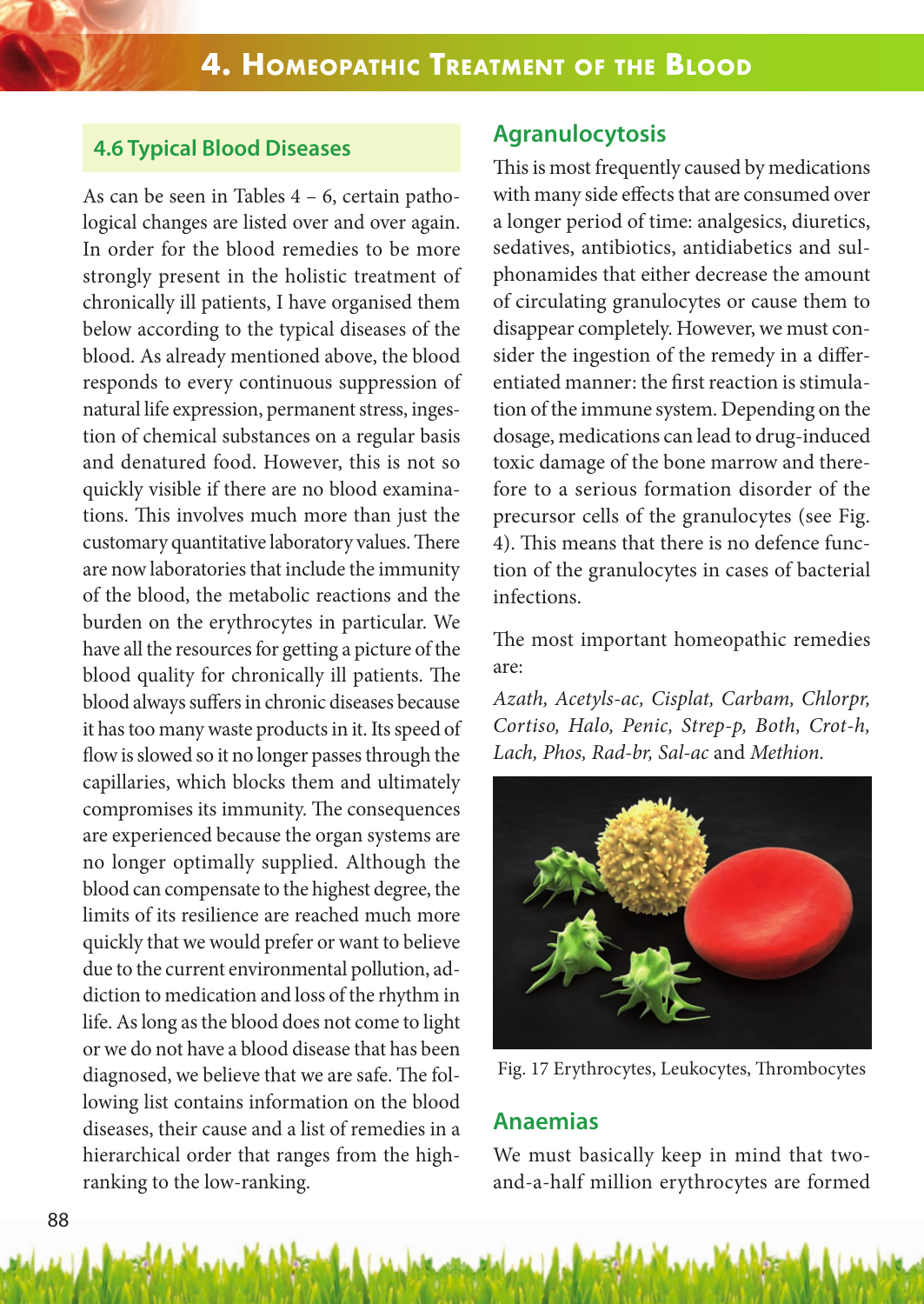## 4.6 Typical Blood Diseases

As can be seen in Tables 4 – 6, certain pathological changes are listed over and over again. In order for the blood remedies to be more strongly present in the holistic treatment of chronically ill patients, I have organised them below according to the typical diseases of the blood. As already mentioned above, the blood responds to every continuous suppression of natural life expression, permanent stress, ingestion of chemical substances on a regular basis and denatured food. However, this is not so quickly visible if there are no blood examinations. This involves much more than just the customary quantitative laboratory values. There are now laboratories that include the immunity of the blood, the metabolic reactions and the burden on the erythrocytes in particular. We have all the resources for getting a picture of the blood quality for chronically ill patients. The blood always suffers in chronic diseases because it has too many waste products in it. Its speed of flow is slowed so it no longer passes through the capillaries, which blocks them and ultimately compromises its immunity. The consequences are experienced because the organ systems are no longer optimally supplied. Although the blood can compensate to the highest degree, the limits of its resilience are reached much more quickly that we would prefer or want to believe due to the current environmental pollution, addiction to medication and loss of the rhythm in life. As long as the blood does not come to light or we do not have a blood disease that has been diagnosed, we believe that we are safe. The following list contains information on the blood diseases, their cause and a list of remedies in a hierarchical order that ranges from the high-ranking to the low-ranking.

### Agranulocytosis

This is most frequently caused by medications with many side effects that are consumed over a longer period of time: analgesics, diuretics, sedatives, antibiotics, antidiabetics and sulphonamides that either decrease the amount of circulating granulocytes or cause them to disappear completely. However, we must consider the ingestion of the remedy in a differentiated manner: the first reaction is stimulation of the immune system. Depending on the dosage, medications can lead to drug-induced toxic damage of the bone marrow and therefore to a serious formation disorder of the precursor cells of the granulocytes (see Fig. 4). This means that there is no defence function of the granulocytes in cases of bacterial infections.

The most important homeopathic remedies are:

*Azath, Acetyls-ac, Cisplat, Carbam, Chlorpr, Cortiso, Halo, Penic, Strep-p, Both, Crot-h, Lach, Phos, Rad-br, Sal-ac* and *Methion.*

Fig. 17 Erythrocytes, Leukocytes, Thrombocytes

### Anaemias

We must basically keep in mind that two-and-a-half million erythrocytes are formed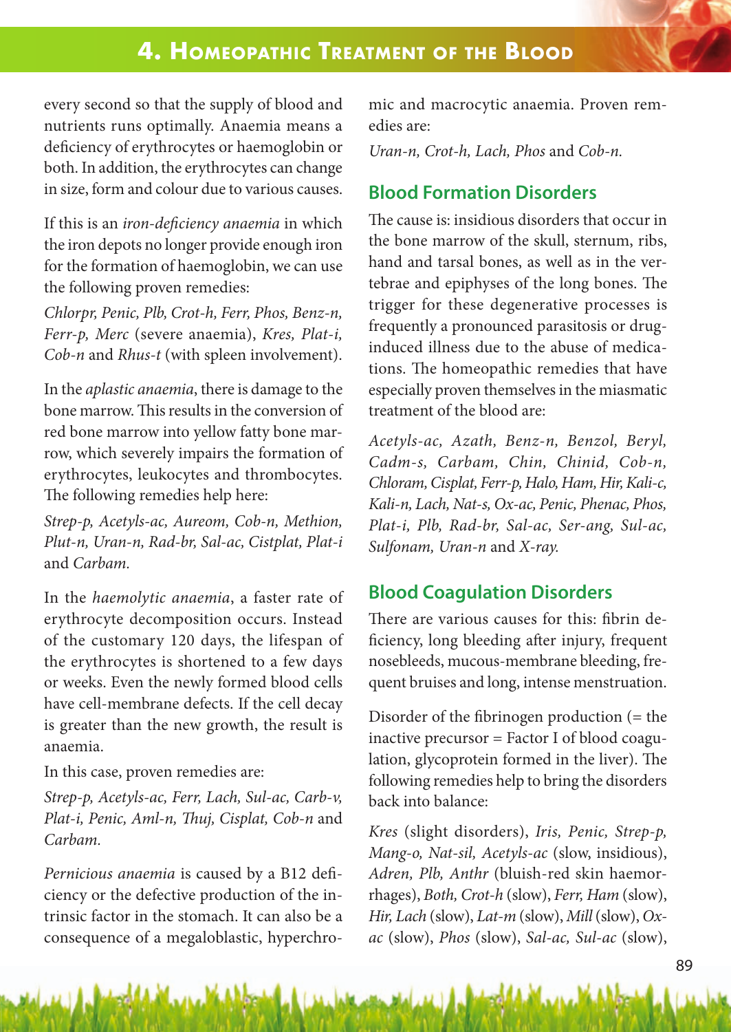every second so that the supply of blood and nutrients runs optimally. Anaemia means a deficiency of erythrocytes or haemoglobin or both. In addition, the erythrocytes can change in size, form and colour due to various causes.

If this is an *iron-deficiency anaemia* in which the iron depots no longer provide enough iron for the formation of haemoglobin, we can use the following proven remedies:

*Chlorpr, Penic, Plb, Crot-h, Ferr, Phos, Benz-n, Ferr-p, Merc* (severe anaemia), *Kres, Plat-i, Cob-n* and *Rhus-t* (with spleen involvement).

In the *aplastic anaemia*, there is damage to the bone marrow. This results in the conversion of red bone marrow into yellow fatty bone marrow, which severely impairs the formation of erythrocytes, leukocytes and thrombocytes. The following remedies help here:

*Strep-p, Acetyls-ac, Aureom, Cob-n, Methion, Plut-n, Uran-n, Rad-br, Sal-ac, Cistplat, Plat-i* and *Carbam.*

In the *haemolytic anaemia*, a faster rate of erythrocyte decomposition occurs. Instead of the customary 120 days, the lifespan of the erythrocytes is shortened to a few days or weeks. Even the newly formed blood cells have cell-membrane defects. If the cell decay is greater than the new growth, the result is anaemia.

In this case, proven remedies are:

*Strep-p, Acetyls-ac, Ferr, Lach, Sul-ac, Carb-v, Plat-i, Penic, Aml-n, Thuj, Cisplat, Cob-n* and *Carbam.*

*Pernicious anaemia* is caused by a B12 deficiency or the defective production of the intrinsic factor in the stomach. It can also be a consequence of a megaloblastic, hyperchromic and macrocytic anaemia. Proven remedies are:

*Uran-n, Crot-h, Lach, Phos* and *Cob-n.*

## Blood Formation Disorders

The cause is: insidious disorders that occur in the bone marrow of the skull, sternum, ribs, hand and tarsal bones, as well as in the vertebrae and epiphyses of the long bones. The trigger for these degenerative processes is frequently a pronounced parasitosis or drug-induced illness due to the abuse of medications. The homeopathic remedies that have especially proven themselves in the miasmatic treatment of the blood are:

*Acetyls-ac, Azath, Benz-n, Benzol, Beryl, Cadm-s, Carbam, Chin, Chinid, Cob-n, Chloram, Cisplat, Ferr-p, Halo, Ham, Hir, Kali-c, Kali-n, Lach, Nat-s, Ox-ac, Penic, Phenac, Phos, Plat-i, Plb, Rad-br, Sal-ac, Ser-ang, Sul-ac, Sulfonam, Uran-n* and *X-ray.*

## Blood Coagulation Disorders

There are various causes for this: fibrin deficiency, long bleeding after injury, frequent nosebleeds, mucous-membrane bleeding, frequent bruises and long, intense menstruation.

Disorder of the fibrinogen production (= the inactive precursor = Factor I of blood coagulation, glycoprotein formed in the liver). The following remedies help to bring the disorders back into balance:

*Kres* (slight disorders), *Iris, Penic, Strep-p, Mang-o, Nat-sil, Acetyls-ac* (slow, insidious), *Adren, Plb, Anthr* (bluish-red skin haemorrhages), *Both, Crot-h* (slow), *Ferr, Ham* (slow), *Hir, Lach* (slow), *Lat-m* (slow), *Mill* (slow), *Ox-ac* (slow), *Phos* (slow), *Sal-ac, Sul-ac* (slow),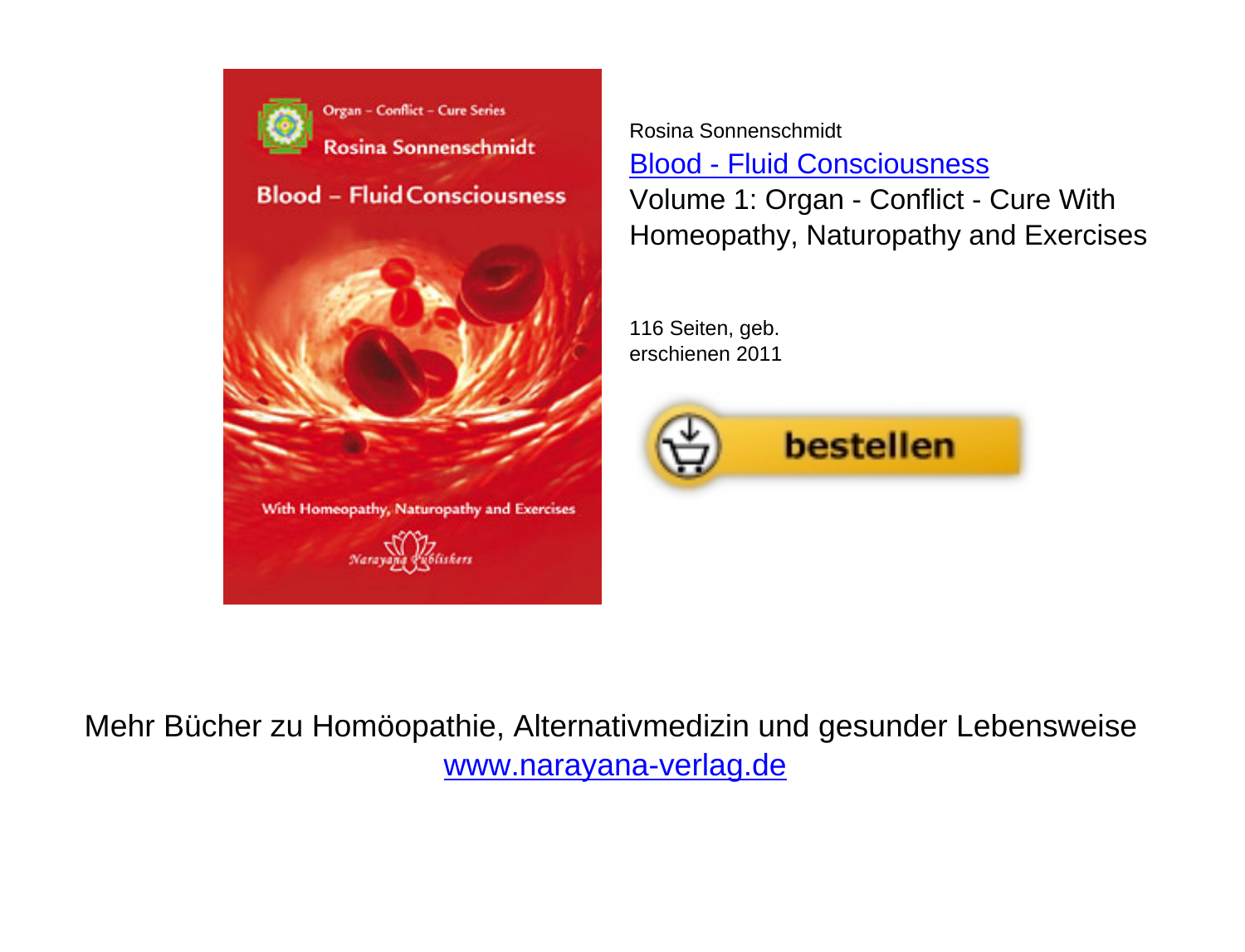Rosina Sonnenschmidt

[Blood - Fluid Consciousness](http://www.narayana-verlag.de)

Volume 1: Organ - Conflict - Cure With Homeopathy, Naturopathy and Exercises

116 Seiten, geb.
erschienen 2011

bestellen

Mehr Bücher zu Homöopathie, Alternativmedizin und gesunder Lebensweise
[www.narayana-verlag.de](http://www.narayana-verlag.de)